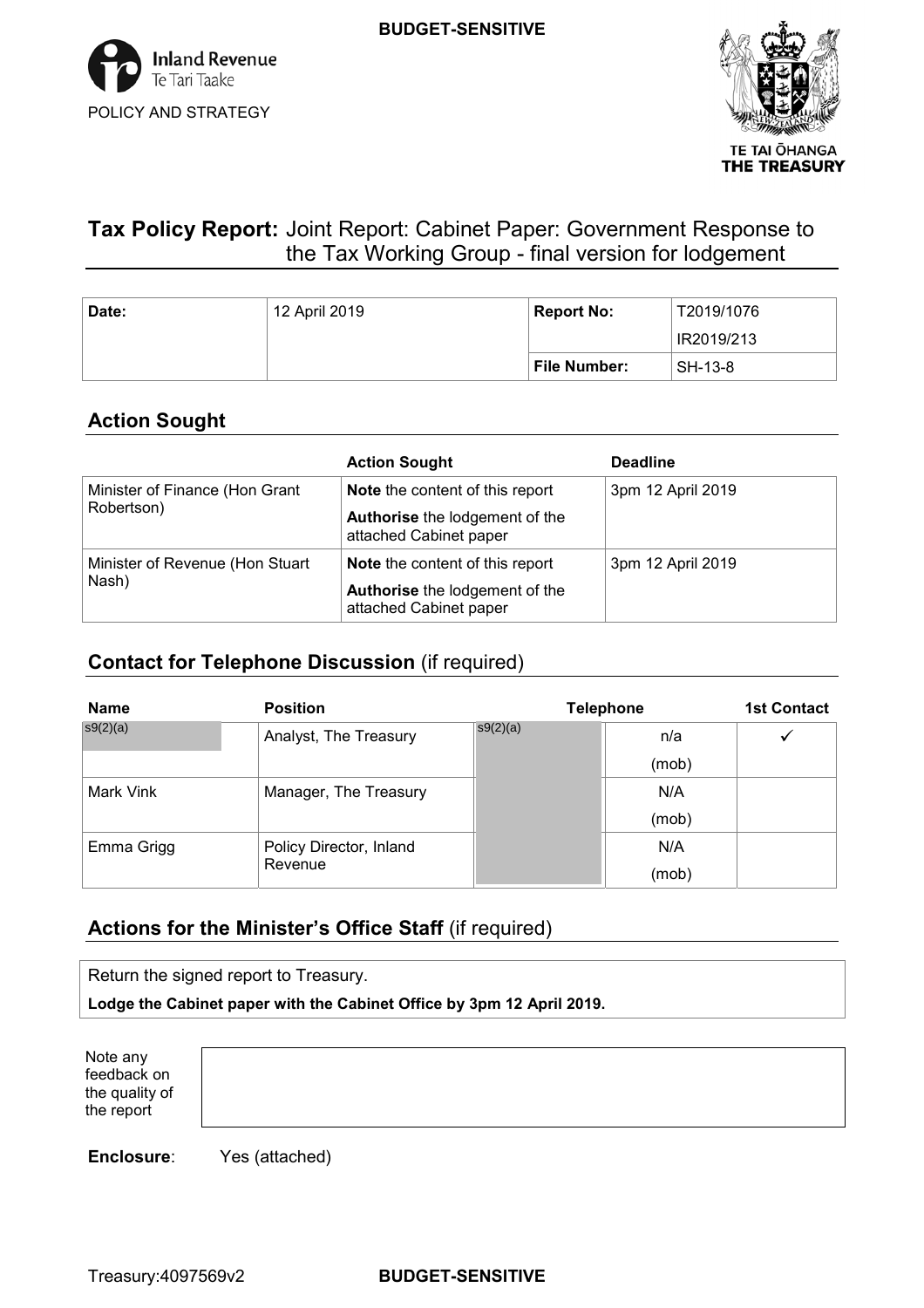BUDGET-SENSITIVE

Inland Revenue
Te Tari Taake
POLICY AND STRATEGY

TE TAI ŌHANGA
THE TREASURY

# Tax Policy Report: Joint Report: Cabinet Paper: Government Response to the Tax Working Group - final version for lodgement

| Date: | 12 April 2019 | Report No: | T2019/1076 |
|---|---|---|---|
| | | | IR2019/213 |
| | | File Number: | SH-13-8 |

## Action Sought

| | Action Sought | Deadline |
|---|---|---|
| Minister of Finance (Hon Grant Robertson) | **Note** the content of this report<br>**Authorise** the lodgement of the attached Cabinet paper | 3pm 12 April 2019 |
| Minister of Revenue (Hon Stuart Nash) | **Note** the content of this report<br>**Authorise** the lodgement of the attached Cabinet paper | 3pm 12 April 2019 |

## Contact for Telephone Discussion (if required)

| Name | Position | Telephone | | 1st Contact |
|---|---|---|---|---|
| s9(2)(a) | Analyst, The Treasury | s9(2)(a) | n/a (mob) | ✓ |
| Mark Vink | Manager, The Treasury | | N/A (mob) | |
| Emma Grigg | Policy Director, Inland Revenue | | N/A (mob) | |

## Actions for the Minister's Office Staff (if required)

Return the signed report to Treasury.

**Lodge the Cabinet paper with the Cabinet Office by 3pm 12 April 2019.**

| Note any feedback on the quality of the report | |
|---|---|

**Enclosure**: Yes (attached)

Treasury:4097569v2

BUDGET-SENSITIVE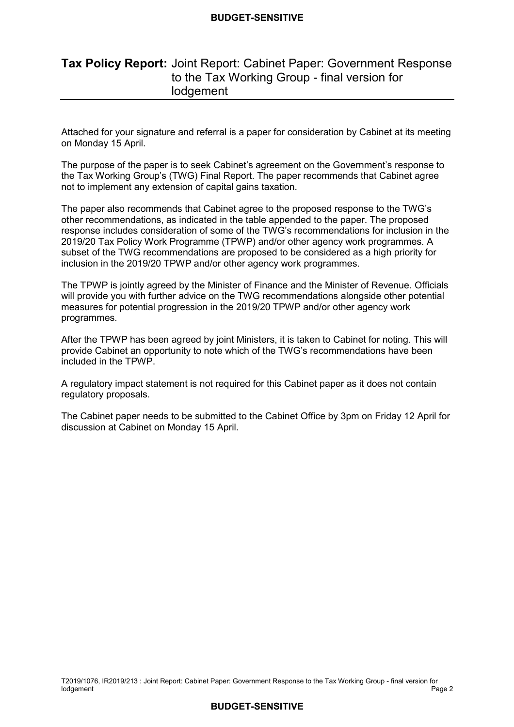## Tax Policy Report: Joint Report: Cabinet Paper: Government Response to the Tax Working Group - final version for lodgement

Attached for your signature and referral is a paper for consideration by Cabinet at its meeting on Monday 15 April.

The purpose of the paper is to seek Cabinet's agreement on the Government's response to the Tax Working Group's (TWG) Final Report. The paper recommends that Cabinet agree not to implement any extension of capital gains taxation.

The paper also recommends that Cabinet agree to the proposed response to the TWG's other recommendations, as indicated in the table appended to the paper. The proposed response includes consideration of some of the TWG's recommendations for inclusion in the 2019/20 Tax Policy Work Programme (TPWP) and/or other agency work programmes. A subset of the TWG recommendations are proposed to be considered as a high priority for inclusion in the 2019/20 TPWP and/or other agency work programmes.

The TPWP is jointly agreed by the Minister of Finance and the Minister of Revenue. Officials will provide you with further advice on the TWG recommendations alongside other potential measures for potential progression in the 2019/20 TPWP and/or other agency work programmes.

After the TPWP has been agreed by joint Ministers, it is taken to Cabinet for noting. This will provide Cabinet an opportunity to note which of the TWG's recommendations have been included in the TPWP.

A regulatory impact statement is not required for this Cabinet paper as it does not contain regulatory proposals.

The Cabinet paper needs to be submitted to the Cabinet Office by 3pm on Friday 12 April for discussion at Cabinet on Monday 15 April.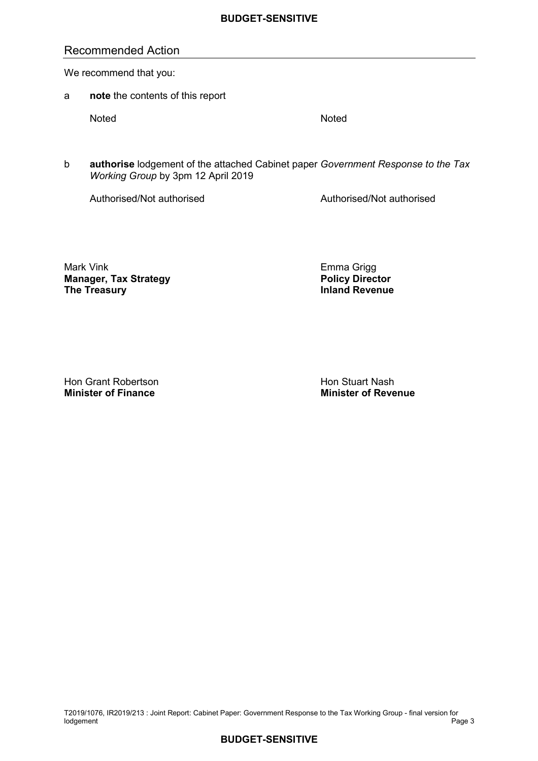## Recommended Action

We recommend that you:

a **note** the contents of this report

Noted Noted

b **authorise** lodgement of the attached Cabinet paper *Government Response to the Tax Working Group* by 3pm 12 April 2019

Authorised/Not authorised Authorised/Not authorised

Mark Vink
**Manager, Tax Strategy**
**The Treasury**

Emma Grigg
**Policy Director**
**Inland Revenue**

Hon Grant Robertson
**Minister of Finance**

Hon Stuart Nash
**Minister of Revenue**